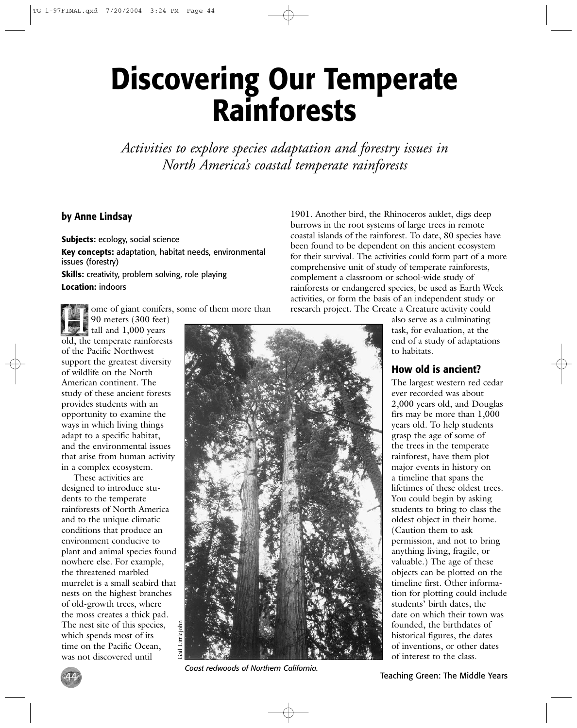# Discovering Our Temperate Rainforests

*Activities to explore species adaptation and forestry issues in North America's coastal temperate rainforests*

**by Anne Lindsay**

**Subjects:** ecology, social science

**Key concepts:** adaptation, habitat needs, environmental issues (forestry)

**Skills:** creativity, problem solving, role playing

**Location:** indoors

Home of giant conifers, some of them more than 90 meters (300 feet) tall and 1,000 years old, the temperate rainforests of the Pacific Northwest support the greatest diversity of wildlife on the North American continent. The study of these ancient forests provides students with an opportunity to examine the ways in which living things adapt to a specific habitat, and the environmental issues that arise from human activity in a complex ecosystem.

These activities are designed to introduce students to the temperate rainforests of North America and to the unique climatic conditions that produce an environment conducive to plant and animal species found nowhere else. For example, the threatened marbled murrelet is a small seabird that nests on the highest branches of old-growth trees, where the moss creates a thick pad. The nest site of this species, which spends most of its time on the Pacific Ocean, was not discovered until 1901. Another bird, the Rhinoceros auklet, digs deep burrows in the root systems of large trees in remote coastal islands of the rainforest. To date, 80 species have been found to be dependent on this ancient ecosystem for their survival. The activities could form part of a more comprehensive unit of study of temperate rainforests, complement a classroom or school-wide study of rainforests or endangered species, be used as Earth Week activities, or form the basis of an independent study or research project. The Create a Creature activity could also serve as a culminating task, for evaluation, at the end of a study of adaptations to habitats.

Gail Littlejohn

*Coast redwoods of Northern California.*

## How old is ancient?

The largest western red cedar ever recorded was about 2,000 years old, and Douglas firs may be more than 1,000 years old. To help students grasp the age of some of the trees in the temperate rainforest, have them plot major events in history on a timeline that spans the lifetimes of these oldest trees. You could begin by asking students to bring to class the oldest object in their home. (Caution them to ask permission, and not to bring anything living, fragile, or valuable.) The age of these objects can be plotted on the timeline first. Other information for plotting could include students' birth dates, the date on which their town was founded, the birthdates of historical figures, the dates of inventions, or other dates of interest to the class.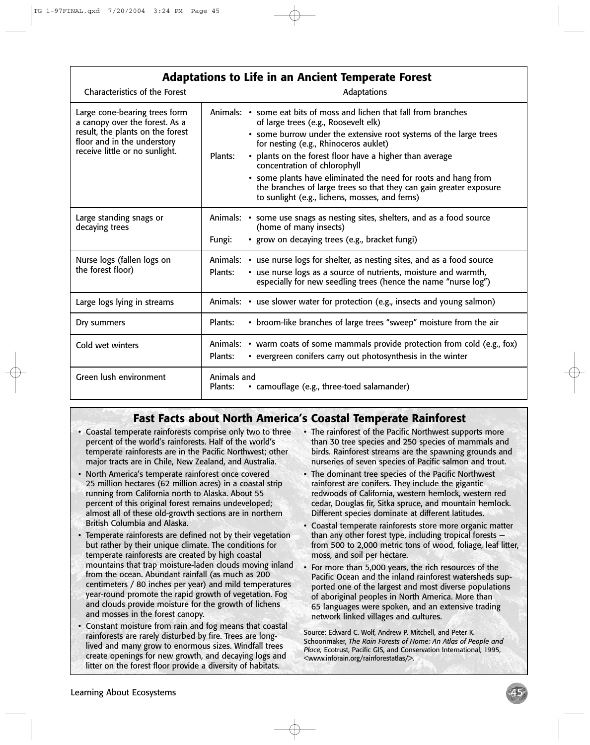## Adaptations to Life in an Ancient Temperate Forest

| Characteristics of the Forest | Adaptations |
|---|---|
| Large cone-bearing trees form a canopy over the forest. As a result, the plants on the forest floor and in the understory receive little or no sunlight. | Animals: • some eat bits of moss and lichen that fall from branches of large trees (e.g., Roosevelt elk) • some burrow under the extensive root systems of the large trees for nesting (e.g., Rhinoceros auklet) Plants: • plants on the forest floor have a higher than average concentration of chlorophyll • some plants have eliminated the need for roots and hang from the branches of large trees so that they can gain greater exposure to sunlight (e.g., lichens, mosses, and ferns) |
| Large standing snags or decaying trees | Animals: • some use snags as nesting sites, shelters, and as a food source (home of many insects) Fungi: • grow on decaying trees (e.g., bracket fungi) |
| Nurse logs (fallen logs on the forest floor) | Animals: • use nurse logs for shelter, as nesting sites, and as a food source Plants: • use nurse logs as a source of nutrients, moisture and warmth, especially for new seedling trees (hence the name "nurse log") |
| Large logs lying in streams | Animals: • use slower water for protection (e.g., insects and young salmon) |
| Dry summers | Plants: • broom-like branches of large trees "sweep" moisture from the air |
| Cold wet winters | Animals: • warm coats of some mammals provide protection from cold (e.g., fox) Plants: • evergreen conifers carry out photosynthesis in the winter |
| Green lush environment | Animals and Plants: • camouflage (e.g., three-toed salamander) |

## Fast Facts about North America's Coastal Temperate Rainforest

- Coastal temperate rainforests comprise only two to three percent of the world's rainforests. Half of the world's temperate rainforests are in the Pacific Northwest; other major tracts are in Chile, New Zealand, and Australia.
- North America's temperate rainforest once covered 25 million hectares (62 million acres) in a coastal strip running from California north to Alaska. About 55 percent of this original forest remains undeveloped; almost all of these old-growth sections are in northern British Columbia and Alaska.
- Temperate rainforests are defined not by their vegetation but rather by their unique climate. The conditions for temperate rainforests are created by high coastal mountains that trap moisture-laden clouds moving inland from the ocean. Abundant rainfall (as much as 200 centimeters / 80 inches per year) and mild temperatures year-round promote the rapid growth of vegetation. Fog and clouds provide moisture for the growth of lichens and mosses in the forest canopy.
- Constant moisture from rain and fog means that coastal rainforests are rarely disturbed by fire. Trees are long-lived and many grow to enormous sizes. Windfall trees create openings for new growth, and decaying logs and litter on the forest floor provide a diversity of habitats.
- The rainforest of the Pacific Northwest supports more than 30 tree species and 250 species of mammals and birds. Rainforest streams are the spawning grounds and nurseries of seven species of Pacific salmon and trout.
- The dominant tree species of the Pacific Northwest rainforest are conifers. They include the gigantic redwoods of California, western hemlock, western red cedar, Douglas fir, Sitka spruce, and mountain hemlock. Different species dominate at different latitudes.
- Coastal temperate rainforests store more organic matter than any other forest type, including tropical forests — from 500 to 2,000 metric tons of wood, foliage, leaf litter, moss, and soil per hectare.
- For more than 5,000 years, the rich resources of the Pacific Ocean and the inland rainforest watersheds supported one of the largest and most diverse populations of aboriginal peoples in North America. More than 65 languages were spoken, and an extensive trading network linked villages and cultures.

Source: Edward C. Wolf, Andrew P. Mitchell, and Peter K. Schoonmaker, *The Rain Forests of Home: An Atlas of People and Place,* Ecotrust, Pacific GIS, and Conservation International, 1995, <www.inforain.org/rainforestatlas/>.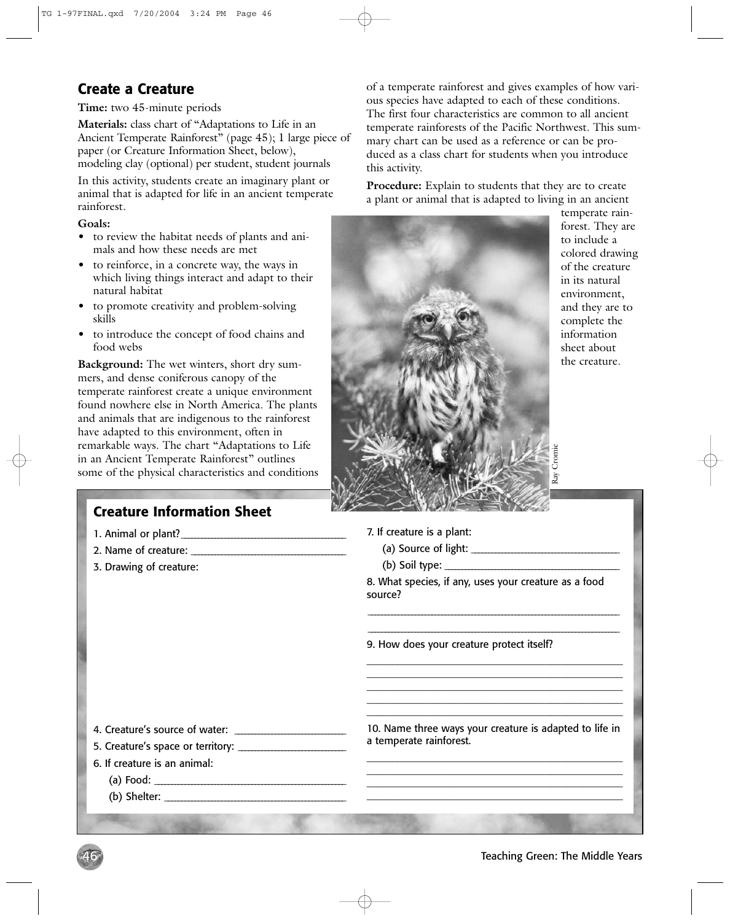## Create a Creature

**Time:** two 45-minute periods

**Materials:** class chart of "Adaptations to Life in an Ancient Temperate Rainforest" (page 45); 1 large piece of paper (or Creature Information Sheet, below), modeling clay (optional) per student, student journals

In this activity, students create an imaginary plant or animal that is adapted for life in an ancient temperate rainforest.

**Goals:**

- to review the habitat needs of plants and animals and how these needs are met
- to reinforce, in a concrete way, the ways in which living things interact and adapt to their natural habitat
- to promote creativity and problem-solving skills
- to introduce the concept of food chains and food webs

**Background:** The wet winters, short dry summers, and dense coniferous canopy of the temperate rainforest create a unique environment found nowhere else in North America. The plants and animals that are indigenous to the rainforest have adapted to this environment, often in remarkable ways. The chart "Adaptations to Life in an Ancient Temperate Rainforest" outlines some of the physical characteristics and conditions of a temperate rainforest and gives examples of how various species have adapted to each of these conditions. The first four characteristics are common to all ancient temperate rainforests of the Pacific Northwest. This summary chart can be used as a reference or can be produced as a class chart for students when you introduce this activity.

**Procedure:** Explain to students that they are to create a plant or animal that is adapted to living in an ancient temperate rainforest. They are to include a colored drawing of the creature in its natural environment, and they are to complete the information sheet about the creature.

Ray Cromie

### Creature Information Sheet

1. Animal or plant? ____________________
2. Name of creature: ____________________
3. Drawing of creature:

4. Creature's source of water: ____________________
5. Creature's space or territory: ____________________
6. If creature is an animal:
   (a) Food: ____________________
   (b) Shelter: ____________________
7. If creature is a plant:
   (a) Source of light: ____________________
   (b) Soil type: ____________________
8. What species, if any, uses your creature as a food source?

   ____________________

9. How does your creature protect itself?

   ____________________

10. Name three ways your creature is adapted to life in a temperate rainforest.

    ____________________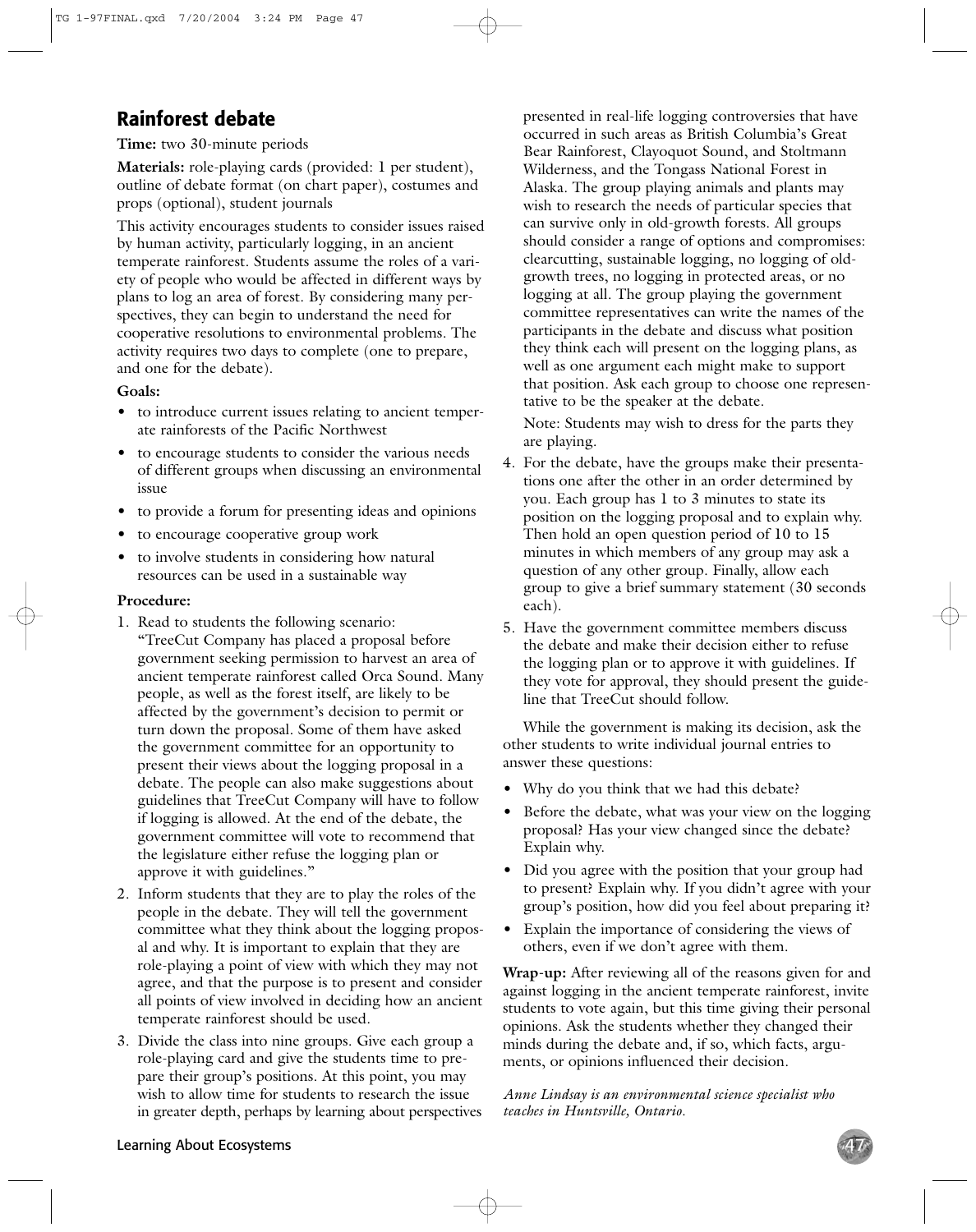## Rainforest debate

**Time:** two 30-minute periods

**Materials:** role-playing cards (provided: 1 per student), outline of debate format (on chart paper), costumes and props (optional), student journals

This activity encourages students to consider issues raised by human activity, particularly logging, in an ancient temperate rainforest. Students assume the roles of a variety of people who would be affected in different ways by plans to log an area of forest. By considering many perspectives, they can begin to understand the need for cooperative resolutions to environmental problems. The activity requires two days to complete (one to prepare, and one for the debate).

**Goals:**

- to introduce current issues relating to ancient temperate rainforests of the Pacific Northwest
- to encourage students to consider the various needs of different groups when discussing an environmental issue
- to provide a forum for presenting ideas and opinions
- to encourage cooperative group work
- to involve students in considering how natural resources can be used in a sustainable way

**Procedure:**

1. Read to students the following scenario: "TreeCut Company has placed a proposal before government seeking permission to harvest an area of ancient temperate rainforest called Orca Sound. Many people, as well as the forest itself, are likely to be affected by the government's decision to permit or turn down the proposal. Some of them have asked the government committee for an opportunity to present their views about the logging proposal in a debate. The people can also make suggestions about guidelines that TreeCut Company will have to follow if logging is allowed. At the end of the debate, the government committee will vote to recommend that the legislature either refuse the logging plan or approve it with guidelines."
2. Inform students that they are to play the roles of the people in the debate. They will tell the government committee what they think about the logging proposal and why. It is important to explain that they are role-playing a point of view with which they may not agree, and that the purpose is to present and consider all points of view involved in deciding how an ancient temperate rainforest should be used.
3. Divide the class into nine groups. Give each group a role-playing card and give the students time to prepare their group's positions. At this point, you may wish to allow time for students to research the issue in greater depth, perhaps by learning about perspectives presented in real-life logging controversies that have occurred in such areas as British Columbia's Great Bear Rainforest, Clayoquot Sound, and Stoltmann Wilderness, and the Tongass National Forest in Alaska. The group playing animals and plants may wish to research the needs of particular species that can survive only in old-growth forests. All groups should consider a range of options and compromises: clearcutting, sustainable logging, no logging of old-growth trees, no logging in protected areas, or no logging at all. The group playing the government committee representatives can write the names of the participants in the debate and discuss what position they think each will present on the logging plans, as well as one argument each might make to support that position. Ask each group to choose one representative to be the speaker at the debate.

   Note: Students may wish to dress for the parts they are playing.
4. For the debate, have the groups make their presentations one after the other in an order determined by you. Each group has 1 to 3 minutes to state its position on the logging proposal and to explain why. Then hold an open question period of 10 to 15 minutes in which members of any group may ask a question of any other group. Finally, allow each group to give a brief summary statement (30 seconds each).
5. Have the government committee members discuss the debate and make their decision either to refuse the logging plan or to approve it with guidelines. If they vote for approval, they should present the guideline that TreeCut should follow.

While the government is making its decision, ask the other students to write individual journal entries to answer these questions:

- Why do you think that we had this debate?
- Before the debate, what was your view on the logging proposal? Has your view changed since the debate? Explain why.
- Did you agree with the position that your group had to present? Explain why. If you didn't agree with your group's position, how did you feel about preparing it?
- Explain the importance of considering the views of others, even if we don't agree with them.

**Wrap-up:** After reviewing all of the reasons given for and against logging in the ancient temperate rainforest, invite students to vote again, but this time giving their personal opinions. Ask the students whether they changed their minds during the debate and, if so, which facts, arguments, or opinions influenced their decision.

*Anne Lindsay is an environmental science specialist who teaches in Huntsville, Ontario.*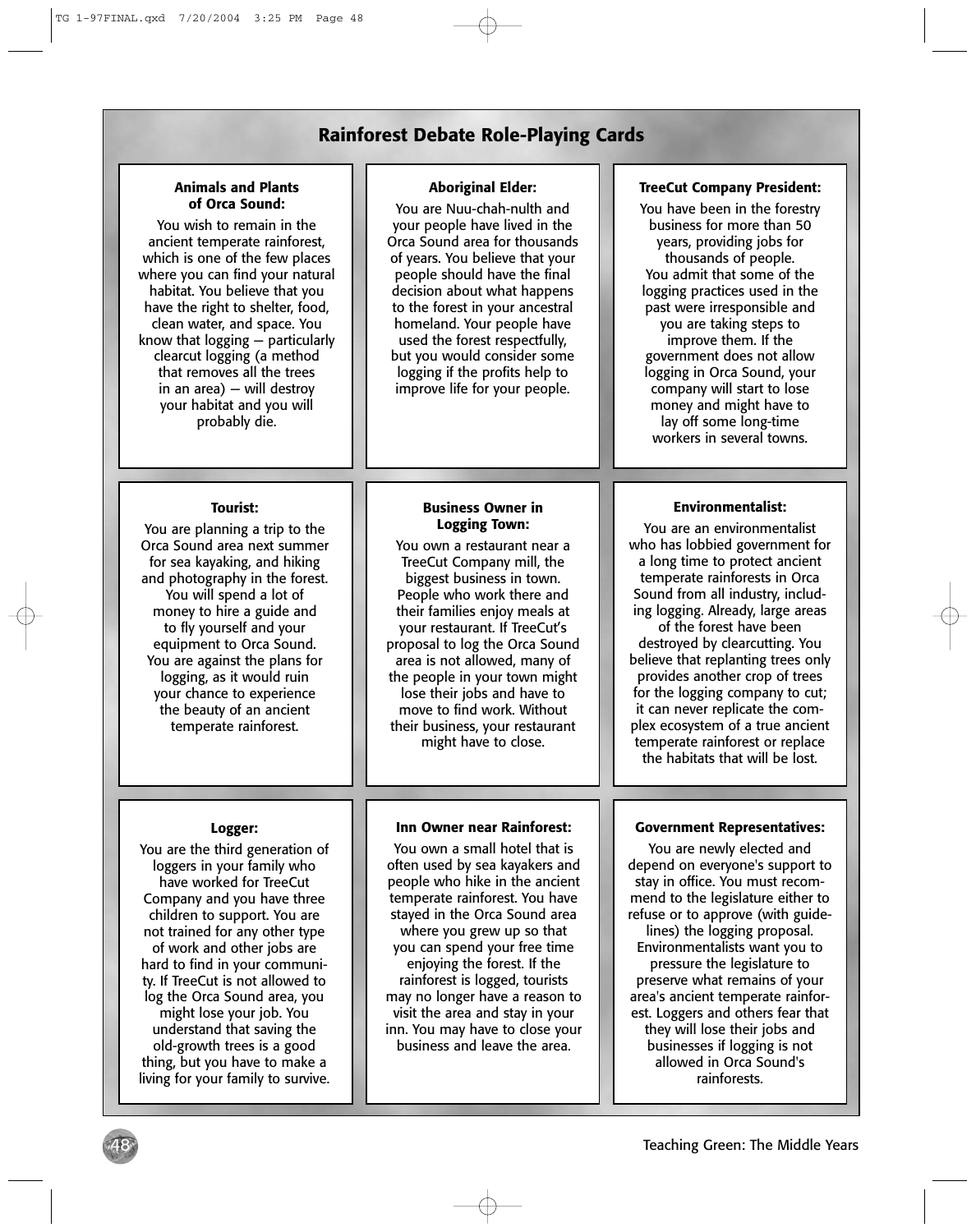# Rainforest Debate Role-Playing Cards

**Animals and Plants of Orca Sound:**

You wish to remain in the ancient temperate rainforest, which is one of the few places where you can find your natural habitat. You believe that you have the right to shelter, food, clean water, and space. You know that logging — particularly clearcut logging (a method that removes all the trees in an area) — will destroy your habitat and you will probably die.

**Aboriginal Elder:**

You are Nuu-chah-nulth and your people have lived in the Orca Sound area for thousands of years. You believe that your people should have the final decision about what happens to the forest in your ancestral homeland. Your people have used the forest respectfully, but you would consider some logging if the profits help to improve life for your people.

**TreeCut Company President:**

You have been in the forestry business for more than 50 years, providing jobs for thousands of people. You admit that some of the logging practices used in the past were irresponsible and you are taking steps to improve them. If the government does not allow logging in Orca Sound, your company will start to lose money and might have to lay off some long-time workers in several towns.

**Tourist:**

You are planning a trip to the Orca Sound area next summer for sea kayaking, and hiking and photography in the forest. You will spend a lot of money to hire a guide and to fly yourself and your equipment to Orca Sound. You are against the plans for logging, as it would ruin your chance to experience the beauty of an ancient temperate rainforest.

**Business Owner in Logging Town:**

You own a restaurant near a TreeCut Company mill, the biggest business in town. People who work there and their families enjoy meals at your restaurant. If TreeCut's proposal to log the Orca Sound area is not allowed, many of the people in your town might lose their jobs and have to move to find work. Without their business, your restaurant might have to close.

**Environmentalist:**

You are an environmentalist who has lobbied government for a long time to protect ancient temperate rainforests in Orca Sound from all industry, including logging. Already, large areas of the forest have been destroyed by clearcutting. You believe that replanting trees only provides another crop of trees for the logging company to cut; it can never replicate the complex ecosystem of a true ancient temperate rainforest or replace the habitats that will be lost.

**Logger:**

You are the third generation of loggers in your family who have worked for TreeCut Company and you have three children to support. You are not trained for any other type of work and other jobs are hard to find in your community. If TreeCut is not allowed to log the Orca Sound area, you might lose your job. You understand that saving the old-growth trees is a good thing, but you have to make a living for your family to survive.

**Inn Owner near Rainforest:**

You own a small hotel that is often used by sea kayakers and people who hike in the ancient temperate rainforest. You have stayed in the Orca Sound area where you grew up so that you can spend your free time enjoying the forest. If the rainforest is logged, tourists may no longer have a reason to visit the area and stay in your inn. You may have to close your business and leave the area.

**Government Representatives:**

You are newly elected and depend on everyone's support to stay in office. You must recommend to the legislature either to refuse or to approve (with guidelines) the logging proposal. Environmentalists want you to pressure the legislature to preserve what remains of your area's ancient temperate rainforest. Loggers and others fear that they will lose their jobs and businesses if logging is not allowed in Orca Sound's rainforests.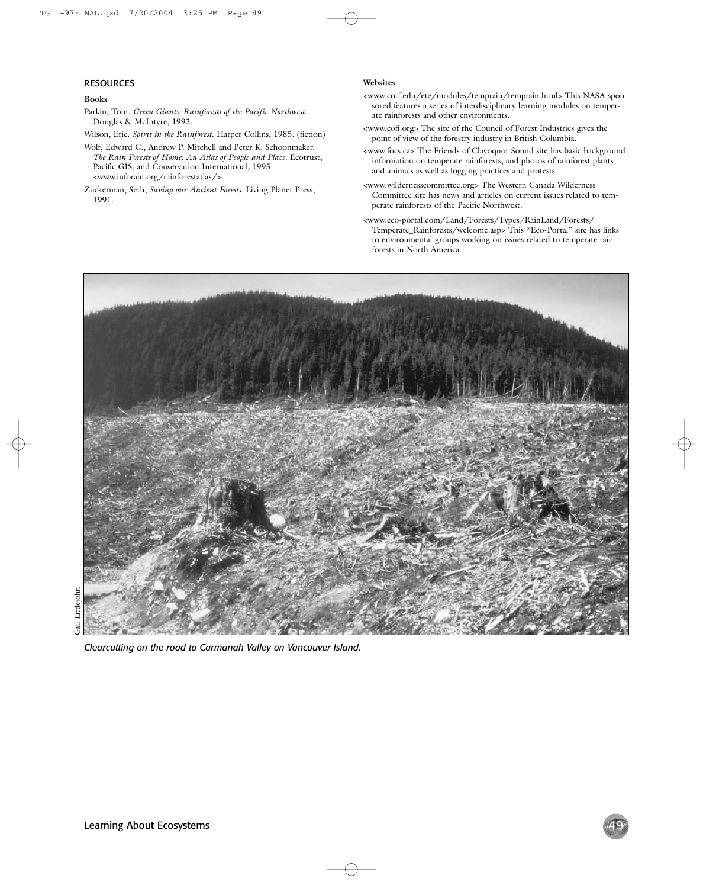## RESOURCES

### Books

Parkin, Tom. *Green Giants: Rainforests of the Pacific Northwest.* Douglas & McIntyre, 1992.

Wilson, Eric. *Spirit in the Rainforest.* Harper Collins, 1985. (fiction)

Wolf, Edward C., Andrew P. Mitchell and Peter K. Schoonmaker. *The Rain Forests of Home: An Atlas of People and Place.* Ecotrust, Pacific GIS, and Conservation International, 1995. <www.inforain.org/rainforestatlas/>.

Zuckerman, Seth, *Saving our Ancient Forests.* Living Planet Press, 1991.

### Websites

<www.cotf.edu/ete/modules/temprain/temprain.html> This NASA-sponsored features a series of interdisciplinary learning modules on temperate rainforests and other environments.

<www.cofi.org> The site of the Council of Forest Industries gives the point of view of the forestry industry in British Columbia.

<www.focs.ca> The Friends of Clayoquot Sound site has basic background information on temperate rainforests, and photos of rainforest plants and animals as well as logging practices and protests.

<www.wildernesscommittee.org> The Western Canada Wilderness Committee site has news and articles on current issues related to temperate rainforests of the Pacific Northwest.

<www.eco-portal.com/Land/Forests/Types/RainLand/Forests/Temperate_Rainforests/welcome.asp> This "Eco-Portal" site has links to environmental groups working on issues related to temperate rainforests in North America.

Gail Littlejohn

*Clearcutting on the road to Carmanah Valley on Vancouver Island.*